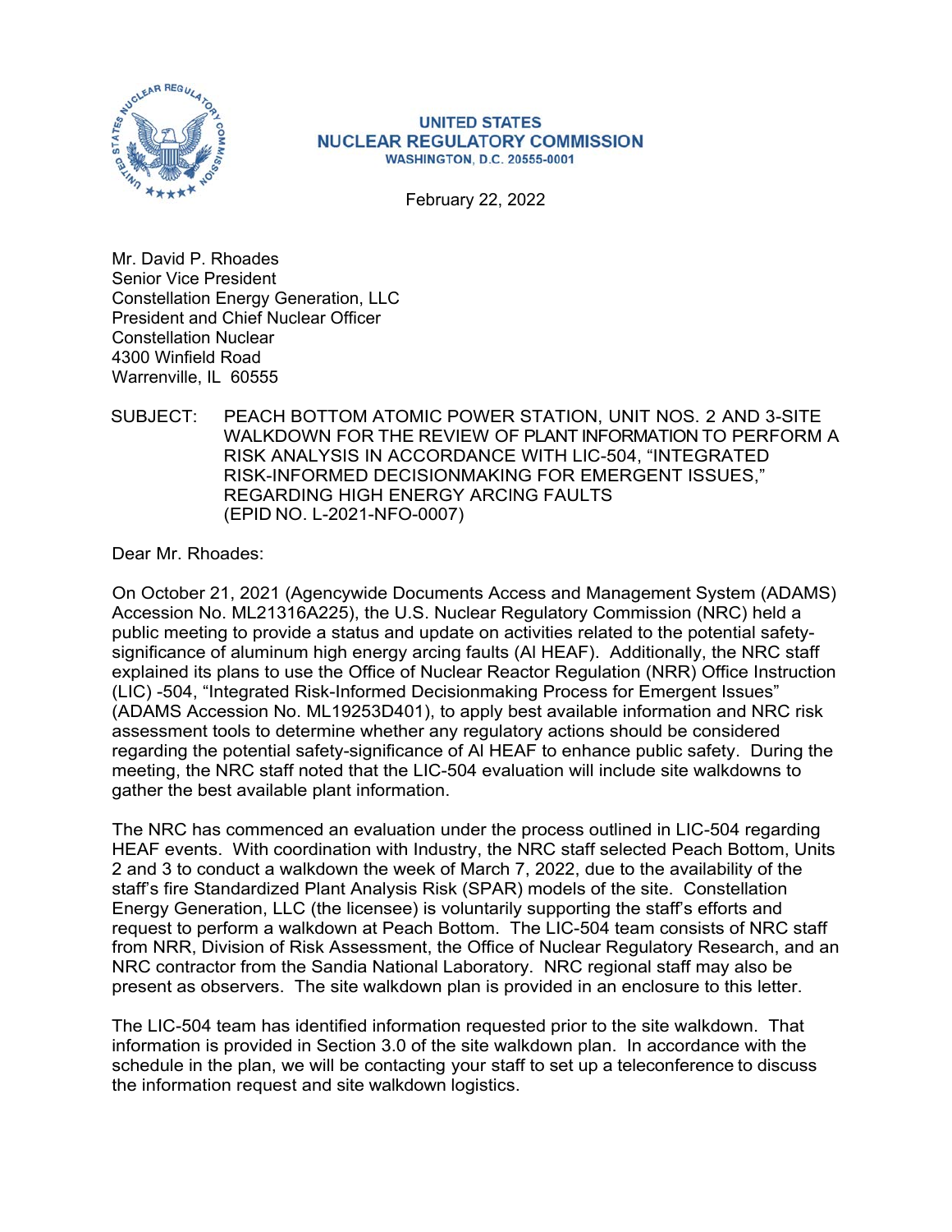**UNITED STATES**
**NUCLEAR REGULATORY COMMISSION**
**WASHINGTON, D.C. 20555-0001**

February 22, 2022

Mr. David P. Rhoades
Senior Vice President
Constellation Energy Generation, LLC
President and Chief Nuclear Officer
Constellation Nuclear
4300 Winfield Road
Warrenville, IL 60555

SUBJECT: PEACH BOTTOM ATOMIC POWER STATION, UNIT NOS. 2 AND 3-SITE WALKDOWN FOR THE REVIEW OF PLANT INFORMATION TO PERFORM A RISK ANALYSIS IN ACCORDANCE WITH LIC-504, "INTEGRATED RISK-INFORMED DECISIONMAKING FOR EMERGENT ISSUES," REGARDING HIGH ENERGY ARCING FAULTS (EPID NO. L-2021-NFO-0007)

Dear Mr. Rhoades:

On October 21, 2021 (Agencywide Documents Access and Management System (ADAMS) Accession No. ML21316A225), the U.S. Nuclear Regulatory Commission (NRC) held a public meeting to provide a status and update on activities related to the potential safety-significance of aluminum high energy arcing faults (Al HEAF). Additionally, the NRC staff explained its plans to use the Office of Nuclear Reactor Regulation (NRR) Office Instruction (LIC) -504, "Integrated Risk-Informed Decisionmaking Process for Emergent Issues" (ADAMS Accession No. ML19253D401), to apply best available information and NRC risk assessment tools to determine whether any regulatory actions should be considered regarding the potential safety-significance of Al HEAF to enhance public safety. During the meeting, the NRC staff noted that the LIC-504 evaluation will include site walkdowns to gather the best available plant information.

The NRC has commenced an evaluation under the process outlined in LIC-504 regarding HEAF events. With coordination with Industry, the NRC staff selected Peach Bottom, Units 2 and 3 to conduct a walkdown the week of March 7, 2022, due to the availability of the staff's fire Standardized Plant Analysis Risk (SPAR) models of the site. Constellation Energy Generation, LLC (the licensee) is voluntarily supporting the staff's efforts and request to perform a walkdown at Peach Bottom. The LIC-504 team consists of NRC staff from NRR, Division of Risk Assessment, the Office of Nuclear Regulatory Research, and an NRC contractor from the Sandia National Laboratory. NRC regional staff may also be present as observers. The site walkdown plan is provided in an enclosure to this letter.

The LIC-504 team has identified information requested prior to the site walkdown. That information is provided in Section 3.0 of the site walkdown plan. In accordance with the schedule in the plan, we will be contacting your staff to set up a teleconference to discuss the information request and site walkdown logistics.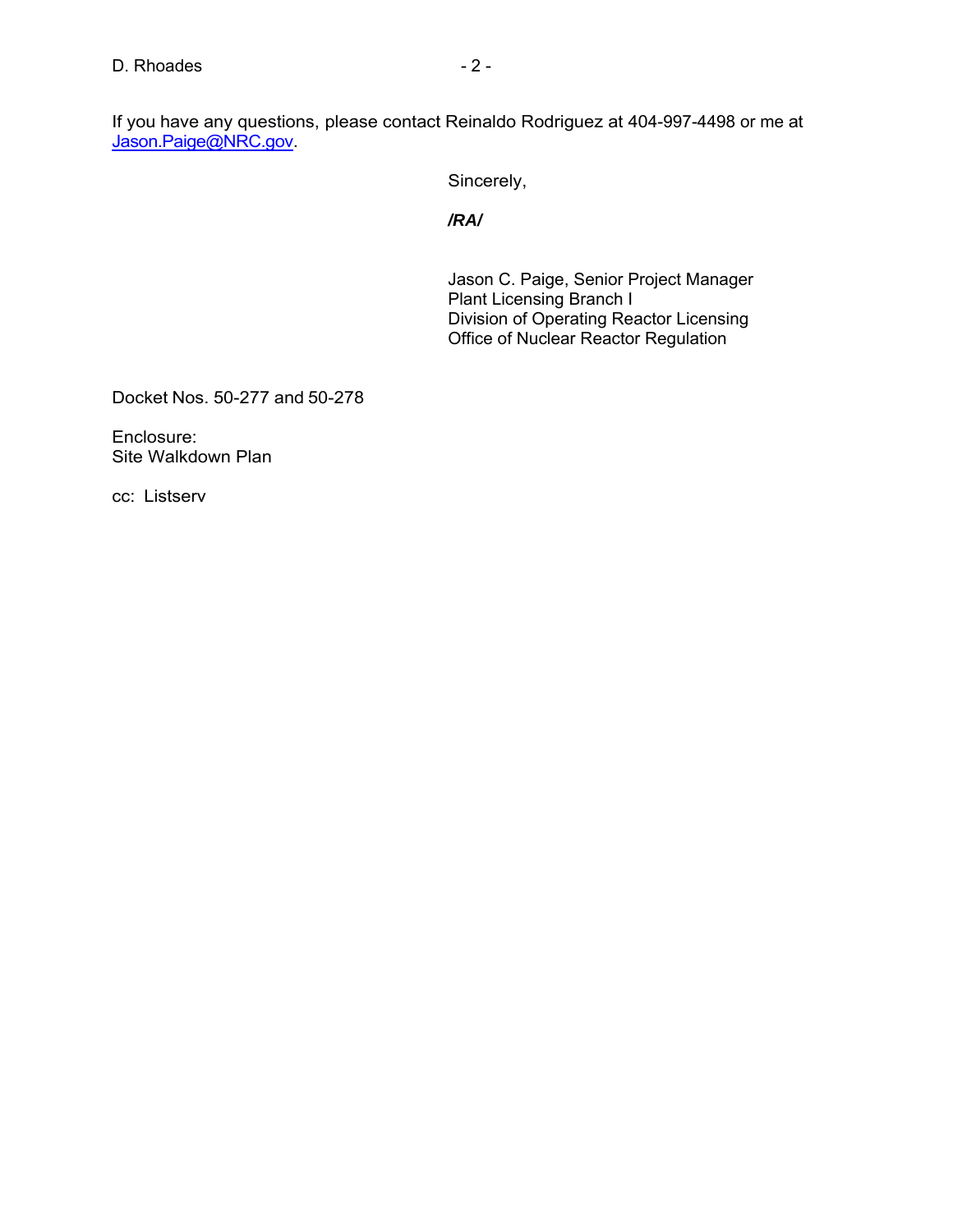If you have any questions, please contact Reinaldo Rodriguez at 404-997-4498 or me at Jason.Paige@NRC.gov.

Sincerely,

***/RA/***

Jason C. Paige, Senior Project Manager
Plant Licensing Branch I
Division of Operating Reactor Licensing
Office of Nuclear Reactor Regulation

Docket Nos. 50-277 and 50-278

Enclosure:
Site Walkdown Plan

cc: Listserv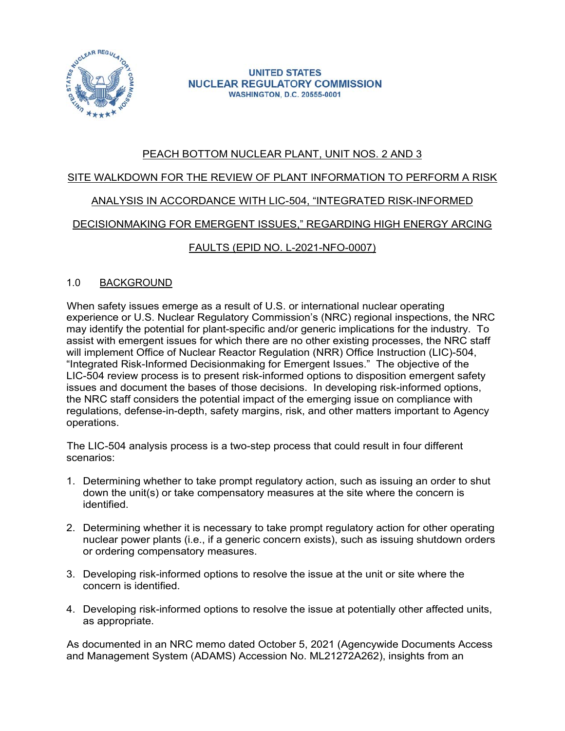UNITED STATES
NUCLEAR REGULATORY COMMISSION
WASHINGTON, D.C. 20555-0001

PEACH BOTTOM NUCLEAR PLANT, UNIT NOS. 2 AND 3

SITE WALKDOWN FOR THE REVIEW OF PLANT INFORMATION TO PERFORM A RISK ANALYSIS IN ACCORDANCE WITH LIC-504, "INTEGRATED RISK-INFORMED DECISIONMAKING FOR EMERGENT ISSUES," REGARDING HIGH ENERGY ARCING FAULTS (EPID NO. L-2021-NFO-0007)

## 1.0 BACKGROUND

When safety issues emerge as a result of U.S. or international nuclear operating experience or U.S. Nuclear Regulatory Commission's (NRC) regional inspections, the NRC may identify the potential for plant-specific and/or generic implications for the industry. To assist with emergent issues for which there are no other existing processes, the NRC staff will implement Office of Nuclear Reactor Regulation (NRR) Office Instruction (LIC)-504, "Integrated Risk-Informed Decisionmaking for Emergent Issues." The objective of the LIC-504 review process is to present risk-informed options to disposition emergent safety issues and document the bases of those decisions. In developing risk-informed options, the NRC staff considers the potential impact of the emerging issue on compliance with regulations, defense-in-depth, safety margins, risk, and other matters important to Agency operations.

The LIC-504 analysis process is a two-step process that could result in four different scenarios:

1. Determining whether to take prompt regulatory action, such as issuing an order to shut down the unit(s) or take compensatory measures at the site where the concern is identified.

2. Determining whether it is necessary to take prompt regulatory action for other operating nuclear power plants (i.e., if a generic concern exists), such as issuing shutdown orders or ordering compensatory measures.

3. Developing risk-informed options to resolve the issue at the unit or site where the concern is identified.

4. Developing risk-informed options to resolve the issue at potentially other affected units, as appropriate.

As documented in an NRC memo dated October 5, 2021 (Agencywide Documents Access and Management System (ADAMS) Accession No. ML21272A262), insights from an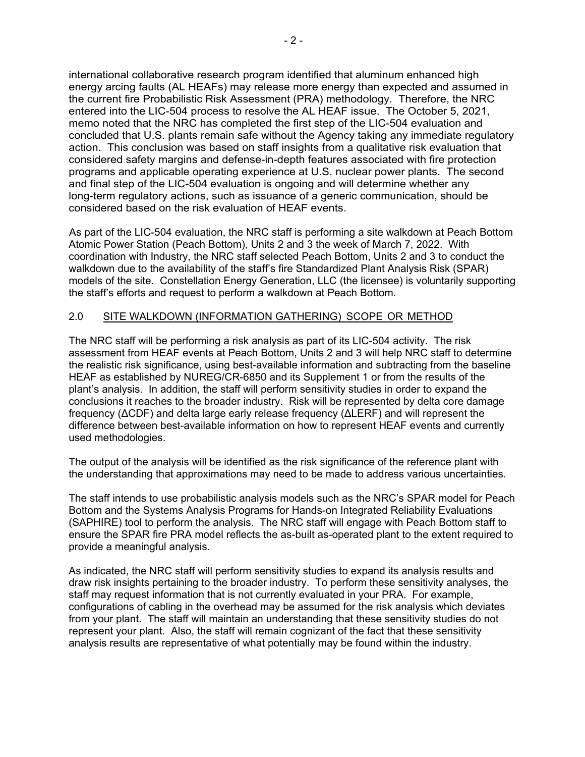international collaborative research program identified that aluminum enhanced high energy arcing faults (AL HEAFs) may release more energy than expected and assumed in the current fire Probabilistic Risk Assessment (PRA) methodology. Therefore, the NRC entered into the LIC-504 process to resolve the AL HEAF issue. The October 5, 2021, memo noted that the NRC has completed the first step of the LIC-504 evaluation and concluded that U.S. plants remain safe without the Agency taking any immediate regulatory action. This conclusion was based on staff insights from a qualitative risk evaluation that considered safety margins and defense-in-depth features associated with fire protection programs and applicable operating experience at U.S. nuclear power plants. The second and final step of the LIC-504 evaluation is ongoing and will determine whether any long-term regulatory actions, such as issuance of a generic communication, should be considered based on the risk evaluation of HEAF events.

As part of the LIC-504 evaluation, the NRC staff is performing a site walkdown at Peach Bottom Atomic Power Station (Peach Bottom), Units 2 and 3 the week of March 7, 2022. With coordination with Industry, the NRC staff selected Peach Bottom, Units 2 and 3 to conduct the walkdown due to the availability of the staff's fire Standardized Plant Analysis Risk (SPAR) models of the site. Constellation Energy Generation, LLC (the licensee) is voluntarily supporting the staff's efforts and request to perform a walkdown at Peach Bottom.

## 2.0 SITE WALKDOWN (INFORMATION GATHERING) SCOPE OR METHOD

The NRC staff will be performing a risk analysis as part of its LIC-504 activity. The risk assessment from HEAF events at Peach Bottom, Units 2 and 3 will help NRC staff to determine the realistic risk significance, using best-available information and subtracting from the baseline HEAF as established by NUREG/CR-6850 and its Supplement 1 or from the results of the plant's analysis. In addition, the staff will perform sensitivity studies in order to expand the conclusions it reaches to the broader industry. Risk will be represented by delta core damage frequency (ΔCDF) and delta large early release frequency (ΔLERF) and will represent the difference between best-available information on how to represent HEAF events and currently used methodologies.

The output of the analysis will be identified as the risk significance of the reference plant with the understanding that approximations may need to be made to address various uncertainties.

The staff intends to use probabilistic analysis models such as the NRC's SPAR model for Peach Bottom and the Systems Analysis Programs for Hands-on Integrated Reliability Evaluations (SAPHIRE) tool to perform the analysis. The NRC staff will engage with Peach Bottom staff to ensure the SPAR fire PRA model reflects the as-built as-operated plant to the extent required to provide a meaningful analysis.

As indicated, the NRC staff will perform sensitivity studies to expand its analysis results and draw risk insights pertaining to the broader industry. To perform these sensitivity analyses, the staff may request information that is not currently evaluated in your PRA. For example, configurations of cabling in the overhead may be assumed for the risk analysis which deviates from your plant. The staff will maintain an understanding that these sensitivity studies do not represent your plant. Also, the staff will remain cognizant of the fact that these sensitivity analysis results are representative of what potentially may be found within the industry.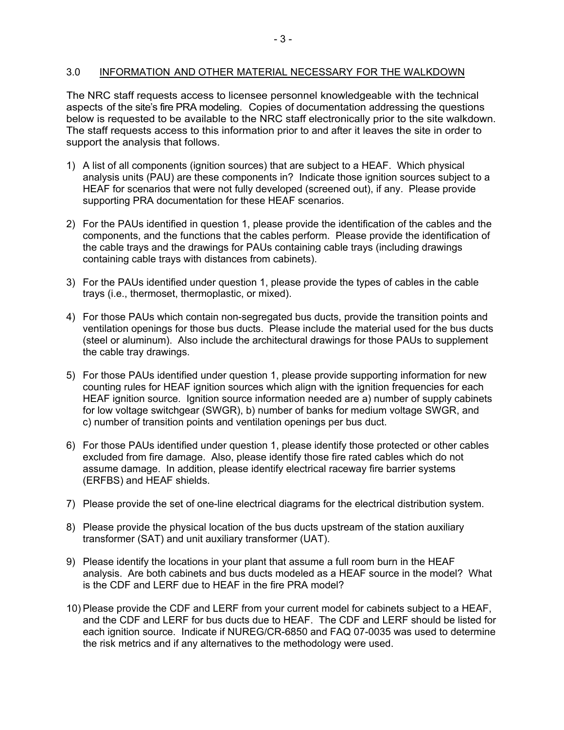## 3.0 INFORMATION AND OTHER MATERIAL NECESSARY FOR THE WALKDOWN

The NRC staff requests access to licensee personnel knowledgeable with the technical aspects of the site's fire PRA modeling. Copies of documentation addressing the questions below is requested to be available to the NRC staff electronically prior to the site walkdown. The staff requests access to this information prior to and after it leaves the site in order to support the analysis that follows.

1) A list of all components (ignition sources) that are subject to a HEAF. Which physical analysis units (PAU) are these components in? Indicate those ignition sources subject to a HEAF for scenarios that were not fully developed (screened out), if any. Please provide supporting PRA documentation for these HEAF scenarios.

2) For the PAUs identified in question 1, please provide the identification of the cables and the components, and the functions that the cables perform. Please provide the identification of the cable trays and the drawings for PAUs containing cable trays (including drawings containing cable trays with distances from cabinets).

3) For the PAUs identified under question 1, please provide the types of cables in the cable trays (i.e., thermoset, thermoplastic, or mixed).

4) For those PAUs which contain non-segregated bus ducts, provide the transition points and ventilation openings for those bus ducts. Please include the material used for the bus ducts (steel or aluminum). Also include the architectural drawings for those PAUs to supplement the cable tray drawings.

5) For those PAUs identified under question 1, please provide supporting information for new counting rules for HEAF ignition sources which align with the ignition frequencies for each HEAF ignition source. Ignition source information needed are a) number of supply cabinets for low voltage switchgear (SWGR), b) number of banks for medium voltage SWGR, and c) number of transition points and ventilation openings per bus duct.

6) For those PAUs identified under question 1, please identify those protected or other cables excluded from fire damage. Also, please identify those fire rated cables which do not assume damage. In addition, please identify electrical raceway fire barrier systems (ERFBS) and HEAF shields.

7) Please provide the set of one-line electrical diagrams for the electrical distribution system.

8) Please provide the physical location of the bus ducts upstream of the station auxiliary transformer (SAT) and unit auxiliary transformer (UAT).

9) Please identify the locations in your plant that assume a full room burn in the HEAF analysis. Are both cabinets and bus ducts modeled as a HEAF source in the model? What is the CDF and LERF due to HEAF in the fire PRA model?

10) Please provide the CDF and LERF from your current model for cabinets subject to a HEAF, and the CDF and LERF for bus ducts due to HEAF. The CDF and LERF should be listed for each ignition source. Indicate if NUREG/CR-6850 and FAQ 07-0035 was used to determine the risk metrics and if any alternatives to the methodology were used.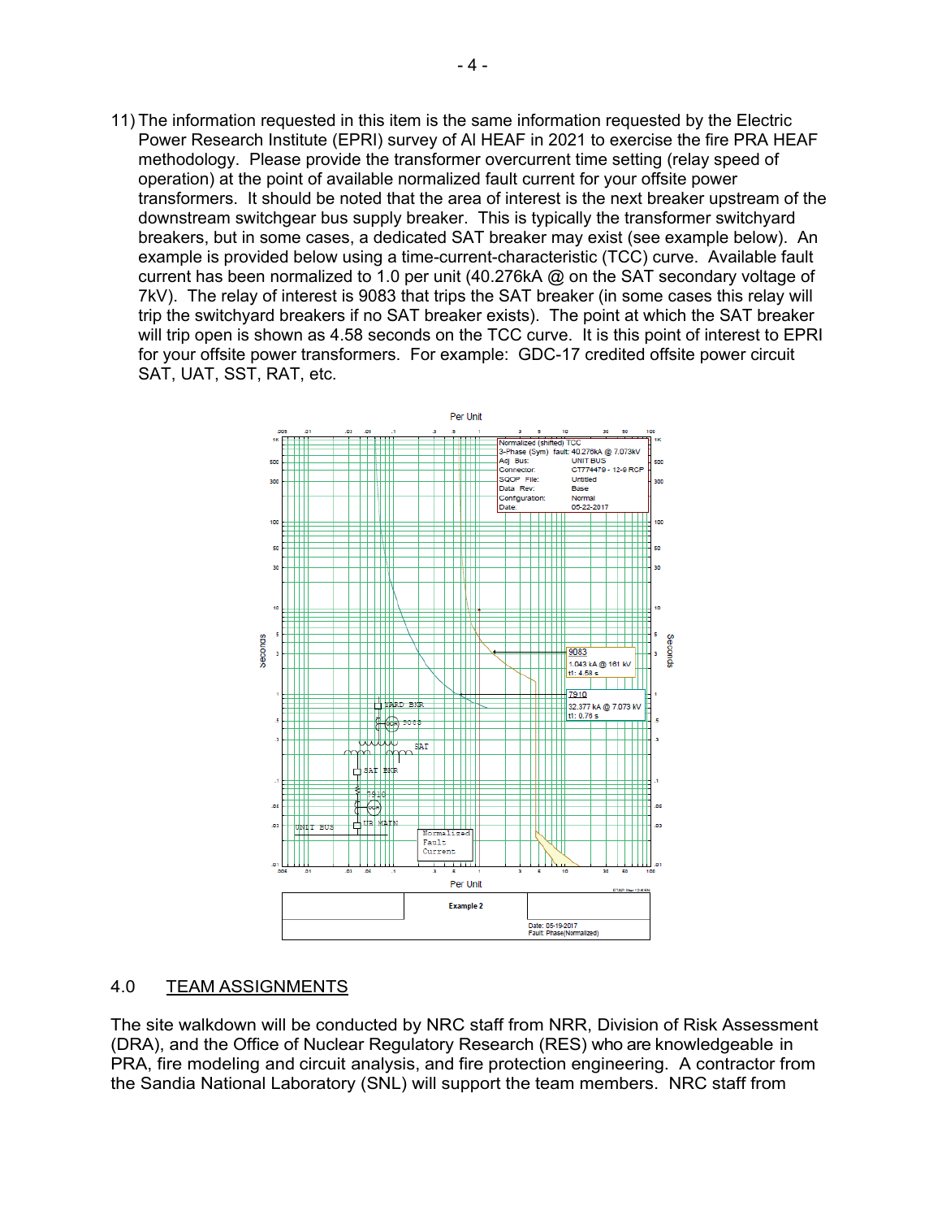11) The information requested in this item is the same information requested by the Electric Power Research Institute (EPRI) survey of Al HEAF in 2021 to exercise the fire PRA HEAF methodology. Please provide the transformer overcurrent time setting (relay speed of operation) at the point of available normalized fault current for your offsite power transformers. It should be noted that the area of interest is the next breaker upstream of the downstream switchgear bus supply breaker. This is typically the transformer switchyard breakers, but in some cases, a dedicated SAT breaker may exist (see example below). An example is provided below using a time-current-characteristic (TCC) curve. Available fault current has been normalized to 1.0 per unit (40.276kA @ on the SAT secondary voltage of 7kV). The relay of interest is 9083 that trips the SAT breaker (in some cases this relay will trip the switchyard breakers if no SAT breaker exists). The point at which the SAT breaker will trip open is shown as 4.58 seconds on the TCC curve. It is this point of interest to EPRI for your offsite power transformers. For example: GDC-17 credited offsite power circuit SAT, UAT, SST, RAT, etc.

## 4.0 TEAM ASSIGNMENTS

The site walkdown will be conducted by NRC staff from NRR, Division of Risk Assessment (DRA), and the Office of Nuclear Regulatory Research (RES) who are knowledgeable in PRA, fire modeling and circuit analysis, and fire protection engineering. A contractor from the Sandia National Laboratory (SNL) will support the team members. NRC staff from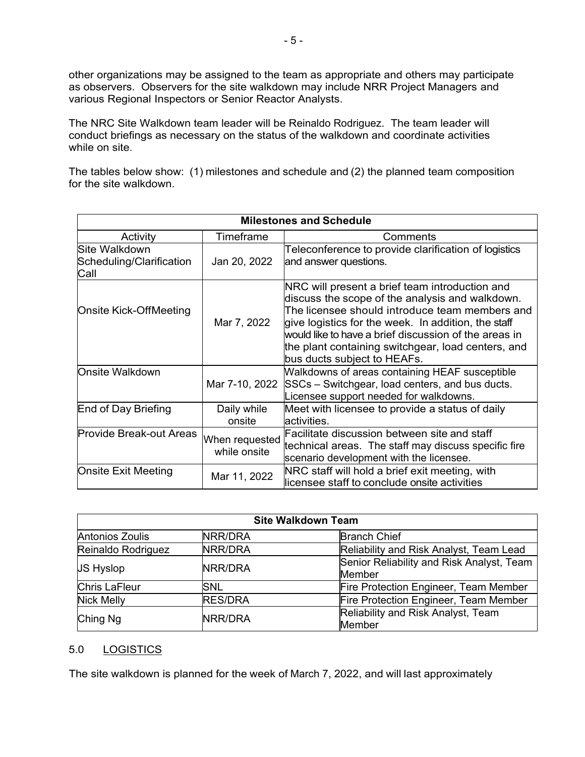other organizations may be assigned to the team as appropriate and others may participate as observers. Observers for the site walkdown may include NRR Project Managers and various Regional Inspectors or Senior Reactor Analysts.

The NRC Site Walkdown team leader will be Reinaldo Rodriguez. The team leader will conduct briefings as necessary on the status of the walkdown and coordinate activities while on site.

The tables below show: (1) milestones and schedule and (2) the planned team composition for the site walkdown.

| **Milestones and Schedule** | | |
|---|---|---|
| Activity | Timeframe | Comments |
| Site Walkdown Scheduling/Clarification Call | Jan 20, 2022 | Teleconference to provide clarification of logistics and answer questions. |
| Onsite Kick-OffMeeting | Mar 7, 2022 | NRC will present a brief team introduction and discuss the scope of the analysis and walkdown. The licensee should introduce team members and give logistics for the week. In addition, the staff would like to have a brief discussion of the areas in the plant containing switchgear, load centers, and bus ducts subject to HEAFs. |
| Onsite Walkdown | Mar 7-10, 2022 | Walkdowns of areas containing HEAF susceptible SSCs – Switchgear, load centers, and bus ducts. Licensee support needed for walkdowns. |
| End of Day Briefing | Daily while onsite | Meet with licensee to provide a status of daily activities. |
| Provide Break-out Areas | When requested while onsite | Facilitate discussion between site and staff technical areas. The staff may discuss specific fire scenario development with the licensee. |
| Onsite Exit Meeting | Mar 11, 2022 | NRC staff will hold a brief exit meeting, with licensee staff to conclude onsite activities |

| **Site Walkdown Team** | | |
|---|---|---|
| Antonios Zoulis | NRR/DRA | Branch Chief |
| Reinaldo Rodriguez | NRR/DRA | Reliability and Risk Analyst, Team Lead |
| JS Hyslop | NRR/DRA | Senior Reliability and Risk Analyst, Team Member |
| Chris LaFleur | SNL | Fire Protection Engineer, Team Member |
| Nick Melly | RES/DRA | Fire Protection Engineer, Team Member |
| Ching Ng | NRR/DRA | Reliability and Risk Analyst, Team Member |

## 5.0 LOGISTICS

The site walkdown is planned for the week of March 7, 2022, and will last approximately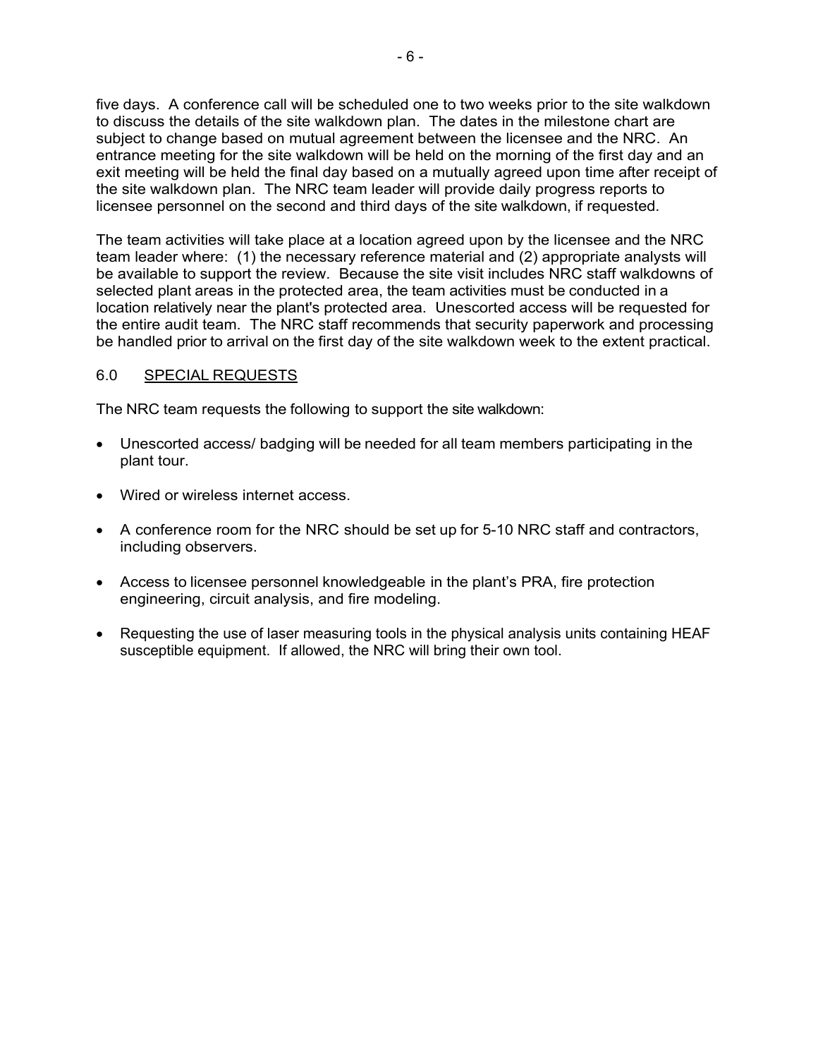five days. A conference call will be scheduled one to two weeks prior to the site walkdown to discuss the details of the site walkdown plan. The dates in the milestone chart are subject to change based on mutual agreement between the licensee and the NRC. An entrance meeting for the site walkdown will be held on the morning of the first day and an exit meeting will be held the final day based on a mutually agreed upon time after receipt of the site walkdown plan. The NRC team leader will provide daily progress reports to licensee personnel on the second and third days of the site walkdown, if requested.

The team activities will take place at a location agreed upon by the licensee and the NRC team leader where: (1) the necessary reference material and (2) appropriate analysts will be available to support the review. Because the site visit includes NRC staff walkdowns of selected plant areas in the protected area, the team activities must be conducted in a location relatively near the plant's protected area. Unescorted access will be requested for the entire audit team. The NRC staff recommends that security paperwork and processing be handled prior to arrival on the first day of the site walkdown week to the extent practical.

## 6.0 SPECIAL REQUESTS

The NRC team requests the following to support the site walkdown:

- Unescorted access/ badging will be needed for all team members participating in the plant tour.
- Wired or wireless internet access.
- A conference room for the NRC should be set up for 5-10 NRC staff and contractors, including observers.
- Access to licensee personnel knowledgeable in the plant's PRA, fire protection engineering, circuit analysis, and fire modeling.
- Requesting the use of laser measuring tools in the physical analysis units containing HEAF susceptible equipment. If allowed, the NRC will bring their own tool.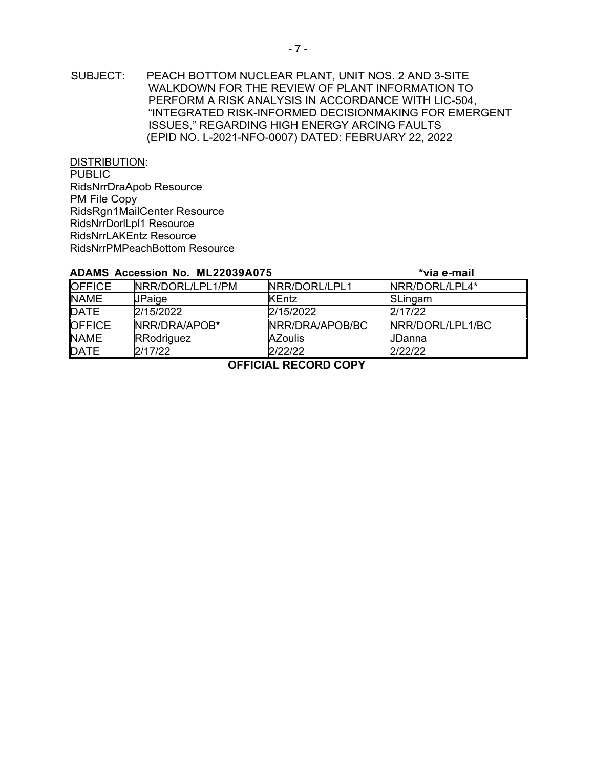SUBJECT: PEACH BOTTOM NUCLEAR PLANT, UNIT NOS. 2 AND 3-SITE WALKDOWN FOR THE REVIEW OF PLANT INFORMATION TO PERFORM A RISK ANALYSIS IN ACCORDANCE WITH LIC-504, "INTEGRATED RISK-INFORMED DECISIONMAKING FOR EMERGENT ISSUES," REGARDING HIGH ENERGY ARCING FAULTS (EPID NO. L-2021-NFO-0007) DATED: FEBRUARY 22, 2022

DISTRIBUTION:
PUBLIC
RidsNrrDraApob Resource
PM File Copy
RidsRgn1MailCenter Resource
RidsNrrDorlLpl1 Resource
RidsNrrLAKEntz Resource
RidsNrrPMPeachBottom Resource

**ADAMS Accession No. ML22039A075** **\*via e-mail**

| OFFICE | NRR/DORL/LPL1/PM | NRR/DORL/LPL1 | NRR/DORL/LPL4* |
|---|---|---|---|
| NAME | JPaige | KEntz | SLingam |
| DATE | 2/15/2022 | 2/15/2022 | 2/17/22 |
| OFFICE | NRR/DRA/APOB* | NRR/DRA/APOB/BC | NRR/DORL/LPL1/BC |
| NAME | RRodriguez | AZoulis | JDanna |
| DATE | 2/17/22 | 2/22/22 | 2/22/22 |

**OFFICIAL RECORD COPY**